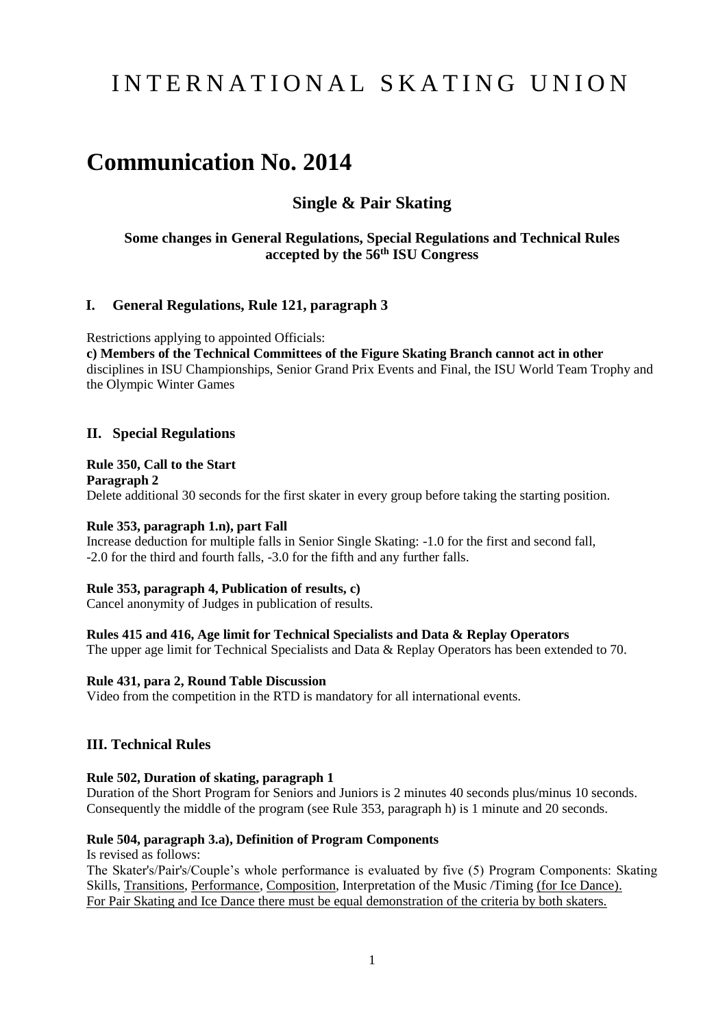# INTERNATIONAL SKATING UNION

# Communication No. 2014

## Single & Pair Skating

### Some changes in General Regulations, Special Regulations and Technical Rules accepted by the 56th ISU Congress

### I. General Regulations, Rule 121, paragraph 3

Restrictions applying to appointed Officials:
**c) Members of the Technical Committees of the Figure Skating Branch cannot act in other** disciplines in ISU Championships, Senior Grand Prix Events and Final, the ISU World Team Trophy and the Olympic Winter Games

### II. Special Regulations

**Rule 350, Call to the Start**
**Paragraph 2**
Delete additional 30 seconds for the first skater in every group before taking the starting position.

**Rule 353, paragraph 1.n), part Fall**
Increase deduction for multiple falls in Senior Single Skating: -1.0 for the first and second fall, -2.0 for the third and fourth falls, -3.0 for the fifth and any further falls.

**Rule 353, paragraph 4, Publication of results, c)**
Cancel anonymity of Judges in publication of results.

**Rules 415 and 416, Age limit for Technical Specialists and Data & Replay Operators**
The upper age limit for Technical Specialists and Data & Replay Operators has been extended to 70.

**Rule 431, para 2, Round Table Discussion**
Video from the competition in the RTD is mandatory for all international events.

### III. Technical Rules

**Rule 502, Duration of skating, paragraph 1**
Duration of the Short Program for Seniors and Juniors is 2 minutes 40 seconds plus/minus 10 seconds. Consequently the middle of the program (see Rule 353, paragraph h) is 1 minute and 20 seconds.

**Rule 504, paragraph 3.a), Definition of Program Components**
Is revised as follows:
The Skater's/Pair's/Couple's whole performance is evaluated by five (5) Program Components: Skating Skills, Transitions, Performance, Composition, Interpretation of the Music /Timing (for Ice Dance).
For Pair Skating and Ice Dance there must be equal demonstration of the criteria by both skaters.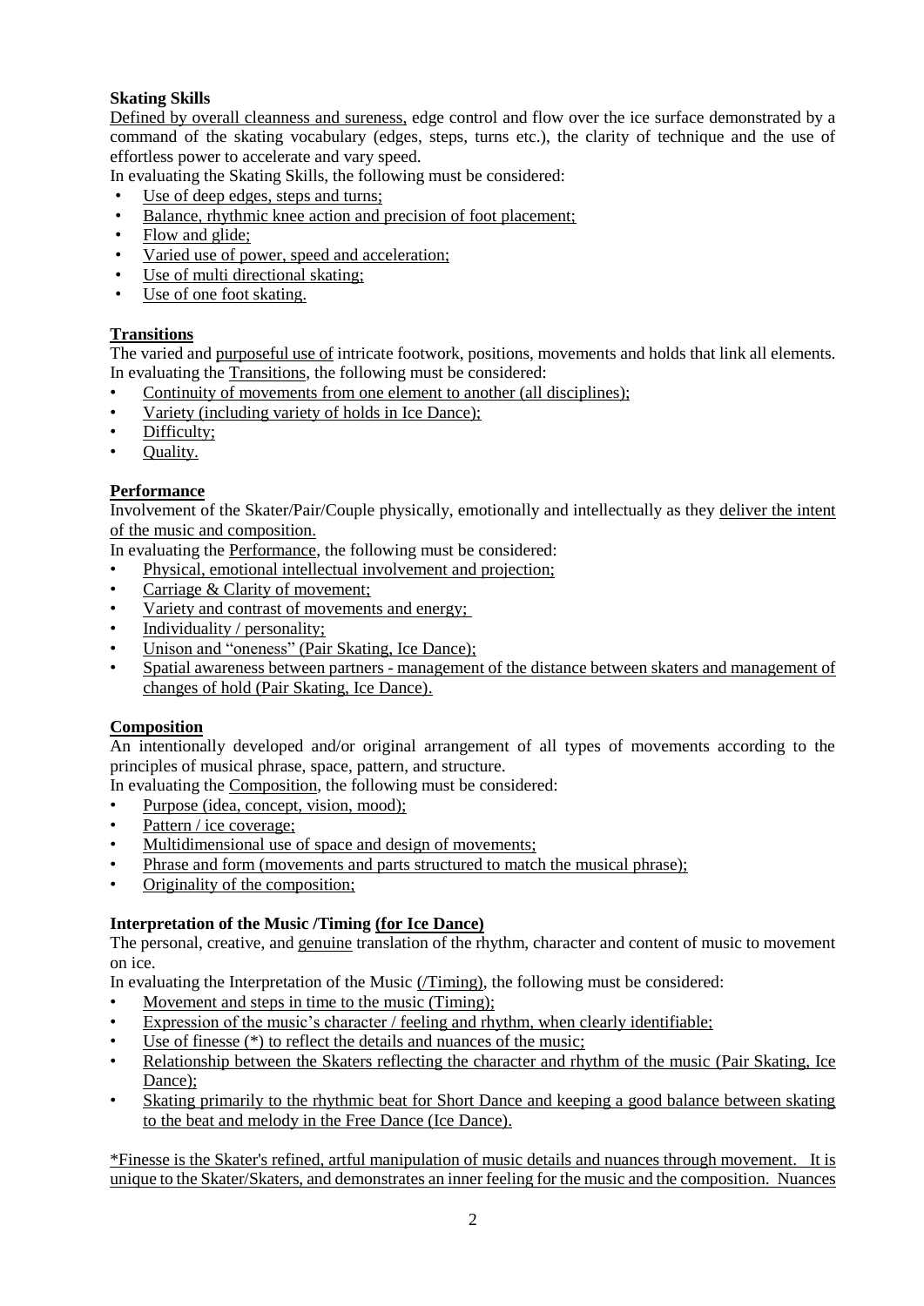**Skating Skills**

Defined by overall cleanness and sureness, edge control and flow over the ice surface demonstrated by a command of the skating vocabulary (edges, steps, turns etc.), the clarity of technique and the use of effortless power to accelerate and vary speed.

In evaluating the Skating Skills, the following must be considered:

- Use of deep edges, steps and turns;
- Balance, rhythmic knee action and precision of foot placement;
- Flow and glide;
- Varied use of power, speed and acceleration;
- Use of multi directional skating;
- Use of one foot skating.

**Transitions**

The varied and purposeful use of intricate footwork, positions, movements and holds that link all elements.

In evaluating the Transitions, the following must be considered:

- Continuity of movements from one element to another (all disciplines);
- Variety (including variety of holds in Ice Dance);
- Difficulty;
- Quality.

**Performance**

Involvement of the Skater/Pair/Couple physically, emotionally and intellectually as they deliver the intent of the music and composition.

In evaluating the Performance, the following must be considered:

- Physical, emotional intellectual involvement and projection;
- Carriage & Clarity of movement;
- Variety and contrast of movements and energy;
- Individuality / personality;
- Unison and "oneness" (Pair Skating, Ice Dance);
- Spatial awareness between partners - management of the distance between skaters and management of changes of hold (Pair Skating, Ice Dance).

**Composition**

An intentionally developed and/or original arrangement of all types of movements according to the principles of musical phrase, space, pattern, and structure.

In evaluating the Composition, the following must be considered:

- Purpose (idea, concept, vision, mood);
- Pattern / ice coverage;
- Multidimensional use of space and design of movements;
- Phrase and form (movements and parts structured to match the musical phrase);
- Originality of the composition;

**Interpretation of the Music /Timing (for Ice Dance)**

The personal, creative, and genuine translation of the rhythm, character and content of music to movement on ice.

In evaluating the Interpretation of the Music (/Timing), the following must be considered:

- Movement and steps in time to the music (Timing);
- Expression of the music's character / feeling and rhythm, when clearly identifiable;
- Use of finesse (*) to reflect the details and nuances of the music;
- Relationship between the Skaters reflecting the character and rhythm of the music (Pair Skating, Ice Dance);
- Skating primarily to the rhythmic beat for Short Dance and keeping a good balance between skating to the beat and melody in the Free Dance (Ice Dance).

*Finesse is the Skater's refined, artful manipulation of music details and nuances through movement. It is unique to the Skater/Skaters, and demonstrates an inner feeling for the music and the composition. Nuances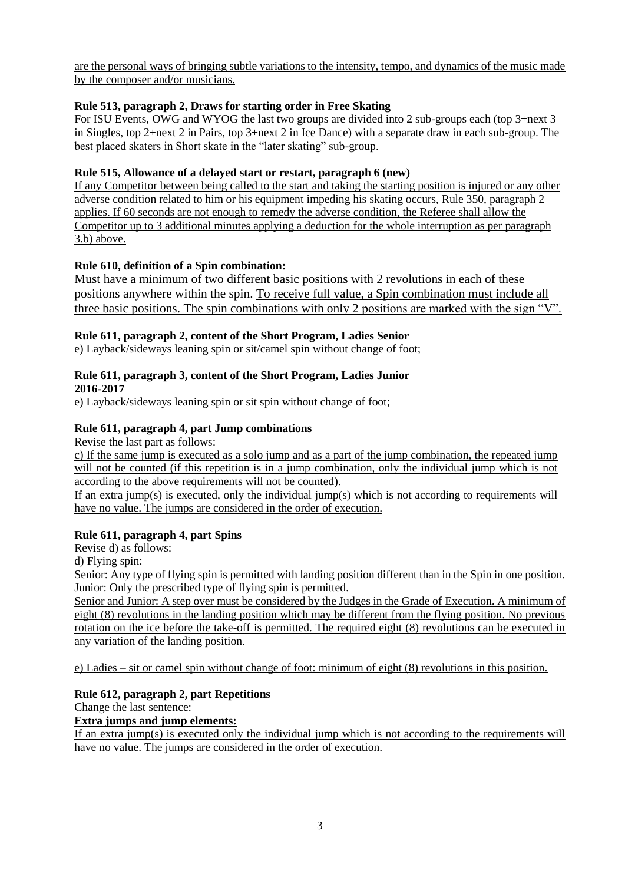are the personal ways of bringing subtle variations to the intensity, tempo, and dynamics of the music made by the composer and/or musicians.

**Rule 513, paragraph 2, Draws for starting order in Free Skating**

For ISU Events, OWG and WYOG the last two groups are divided into 2 sub-groups each (top 3+next 3 in Singles, top 2+next 2 in Pairs, top 3+next 2 in Ice Dance) with a separate draw in each sub-group. The best placed skaters in Short skate in the "later skating" sub-group.

**Rule 515, Allowance of a delayed start or restart, paragraph 6 (new)**

If any Competitor between being called to the start and taking the starting position is injured or any other adverse condition related to him or his equipment impeding his skating occurs, Rule 350, paragraph 2 applies. If 60 seconds are not enough to remedy the adverse condition, the Referee shall allow the Competitor up to 3 additional minutes applying a deduction for the whole interruption as per paragraph 3.b) above.

**Rule 610, definition of a Spin combination:**

Must have a minimum of two different basic positions with 2 revolutions in each of these positions anywhere within the spin. To receive full value, a Spin combination must include all three basic positions. The spin combinations with only 2 positions are marked with the sign "V".

**Rule 611, paragraph 2, content of the Short Program, Ladies Senior**

e) Layback/sideways leaning spin or sit/camel spin without change of foot;

**Rule 611, paragraph 3, content of the Short Program, Ladies Junior**
**2016-2017**

e) Layback/sideways leaning spin or sit spin without change of foot;

**Rule 611, paragraph 4, part Jump combinations**

Revise the last part as follows:

c) If the same jump is executed as a solo jump and as a part of the jump combination, the repeated jump will not be counted (if this repetition is in a jump combination, only the individual jump which is not according to the above requirements will not be counted).

If an extra jump(s) is executed, only the individual jump(s) which is not according to requirements will have no value. The jumps are considered in the order of execution.

**Rule 611, paragraph 4, part Spins**

Revise d) as follows:

d) Flying spin:

Senior: Any type of flying spin is permitted with landing position different than in the Spin in one position. Junior: Only the prescribed type of flying spin is permitted.

Senior and Junior: A step over must be considered by the Judges in the Grade of Execution. A minimum of eight (8) revolutions in the landing position which may be different from the flying position. No previous rotation on the ice before the take-off is permitted. The required eight (8) revolutions can be executed in any variation of the landing position.

e) Ladies – sit or camel spin without change of foot: minimum of eight (8) revolutions in this position.

**Rule 612, paragraph 2, part Repetitions**

Change the last sentence:

**Extra jumps and jump elements:**

If an extra jump(s) is executed only the individual jump which is not according to the requirements will have no value. The jumps are considered in the order of execution.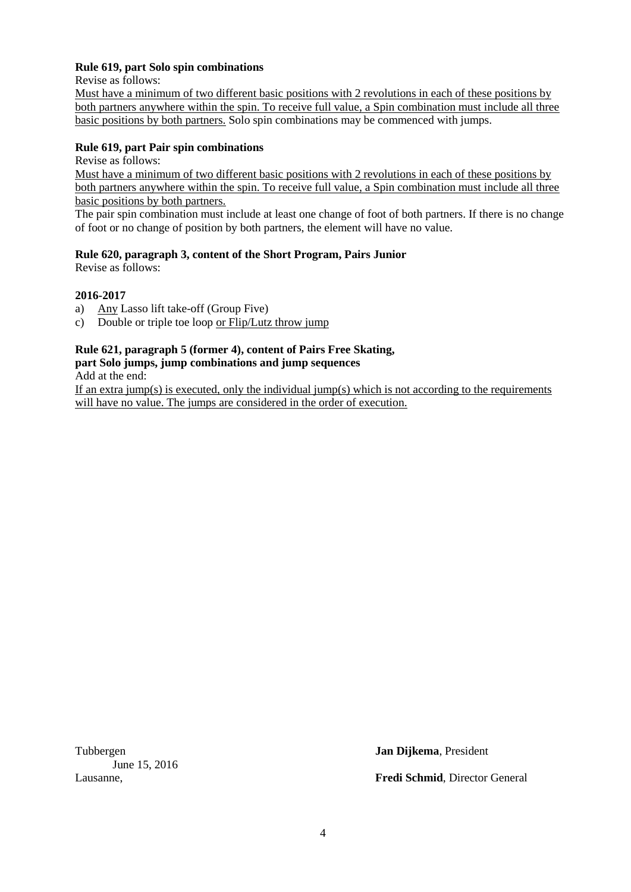**Rule 619, part Solo spin combinations**

Revise as follows:

Must have a minimum of two different basic positions with 2 revolutions in each of these positions by both partners anywhere within the spin. To receive full value, a Spin combination must include all three basic positions by both partners. Solo spin combinations may be commenced with jumps.

**Rule 619, part Pair spin combinations**

Revise as follows:

Must have a minimum of two different basic positions with 2 revolutions in each of these positions by both partners anywhere within the spin. To receive full value, a Spin combination must include all three basic positions by both partners.

The pair spin combination must include at least one change of foot of both partners. If there is no change of foot or no change of position by both partners, the element will have no value.

**Rule 620, paragraph 3, content of the Short Program, Pairs Junior**

Revise as follows:

**2016-2017**

a) Any Lasso lift take-off (Group Five)

c) Double or triple toe loop or Flip/Lutz throw jump

**Rule 621, paragraph 5 (former 4), content of Pairs Free Skating, part Solo jumps, jump combinations and jump sequences**

Add at the end:

If an extra jump(s) is executed, only the individual jump(s) which is not according to the requirements will have no value. The jumps are considered in the order of execution.

Tubbergen
June 15, 2016
Lausanne,

**Jan Dijkema**, President

**Fredi Schmid**, Director General